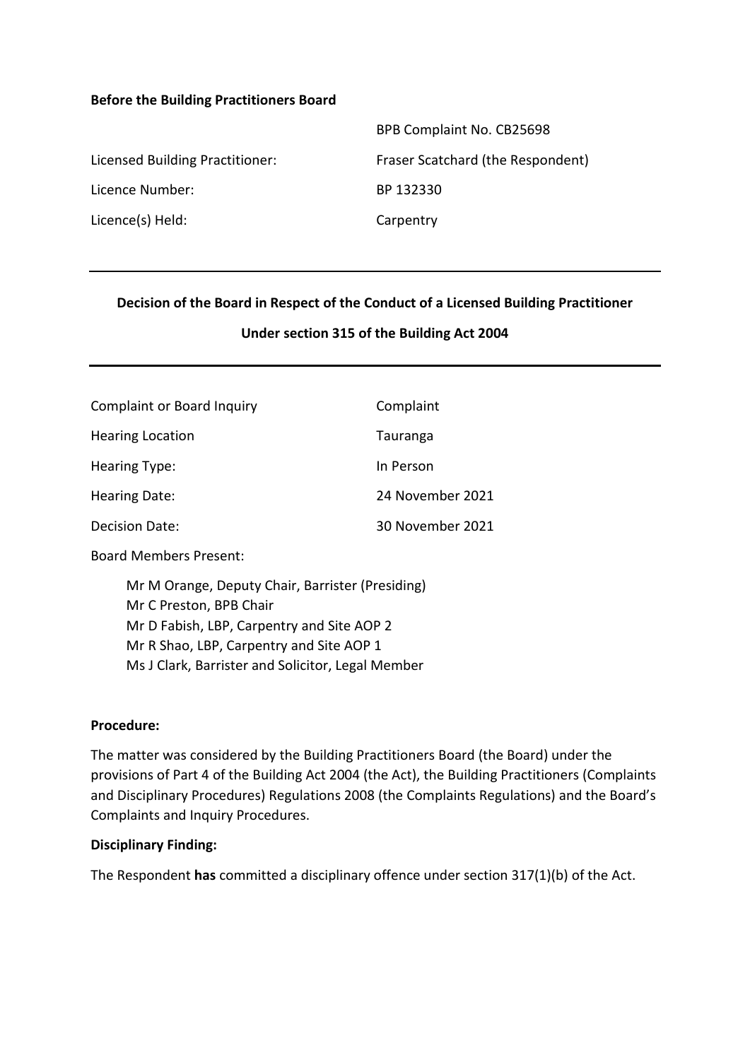**Before the Building Practitioners Board**

| | |
|---|---|
| | BPB Complaint No. CB25698 |
| Licensed Building Practitioner: | Fraser Scatchard (the Respondent) |
| Licence Number: | BP 132330 |
| Licence(s) Held: | Carpentry |

---

**Decision of the Board in Respect of the Conduct of a Licensed Building Practitioner**

**Under section 315 of the Building Act 2004**

---

| | |
|---|---|
| Complaint or Board Inquiry | Complaint |
| Hearing Location | Tauranga |
| Hearing Type: | In Person |
| Hearing Date: | 24 November 2021 |
| Decision Date: | 30 November 2021 |

Board Members Present:

Mr M Orange, Deputy Chair, Barrister (Presiding)
Mr C Preston, BPB Chair
Mr D Fabish, LBP, Carpentry and Site AOP 2
Mr R Shao, LBP, Carpentry and Site AOP 1
Ms J Clark, Barrister and Solicitor, Legal Member

**Procedure:**

The matter was considered by the Building Practitioners Board (the Board) under the provisions of Part 4 of the Building Act 2004 (the Act), the Building Practitioners (Complaints and Disciplinary Procedures) Regulations 2008 (the Complaints Regulations) and the Board's Complaints and Inquiry Procedures.

**Disciplinary Finding:**

The Respondent **has** committed a disciplinary offence under section 317(1)(b) of the Act.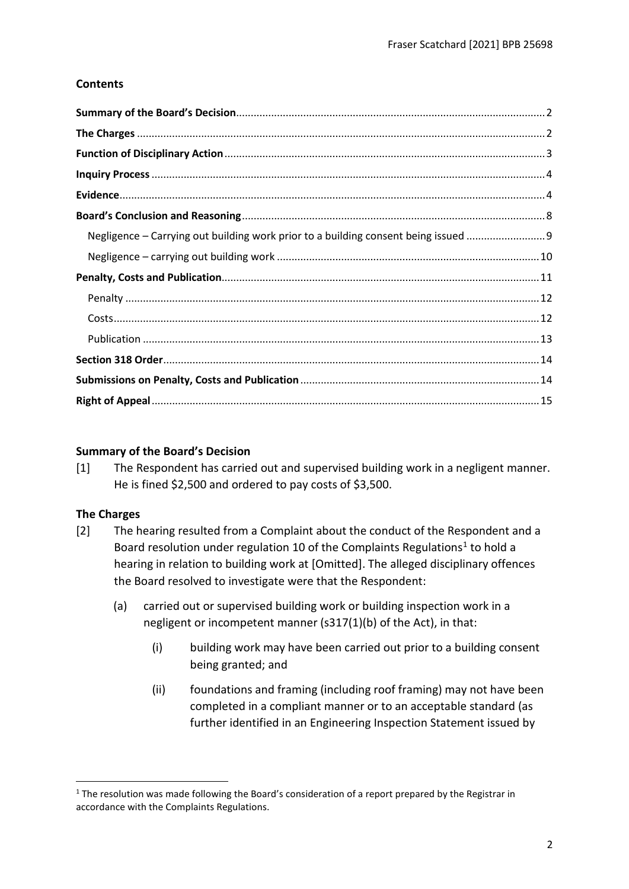## Contents

- **Summary of the Board's Decision** ... 2
- **The Charges** ... 2
- **Function of Disciplinary Action** ... 3
- **Inquiry Process** ... 4
- **Evidence** ... 4
- **Board's Conclusion and Reasoning** ... 8
  - Negligence – Carrying out building work prior to a building consent being issued ... 9
  - Negligence – carrying out building work ... 10
- **Penalty, Costs and Publication** ... 11
  - Penalty ... 12
  - Costs ... 12
  - Publication ... 13
- **Section 318 Order** ... 14
- **Submissions on Penalty, Costs and Publication** ... 14
- **Right of Appeal** ... 15

### Summary of the Board's Decision

[1] The Respondent has carried out and supervised building work in a negligent manner. He is fined $2,500 and ordered to pay costs of $3,500.

### The Charges

[2] The hearing resulted from a Complaint about the conduct of the Respondent and a Board resolution under regulation 10 of the Complaints Regulations[1] to hold a hearing in relation to building work at [Omitted]. The alleged disciplinary offences the Board resolved to investigate were that the Respondent:

(a) carried out or supervised building work or building inspection work in a negligent or incompetent manner (s317(1)(b) of the Act), in that:

(i) building work may have been carried out prior to a building consent being granted; and

(ii) foundations and framing (including roof framing) may not have been completed in a compliant manner or to an acceptable standard (as further identified in an Engineering Inspection Statement issued by

---

[1] The resolution was made following the Board's consideration of a report prepared by the Registrar in accordance with the Complaints Regulations.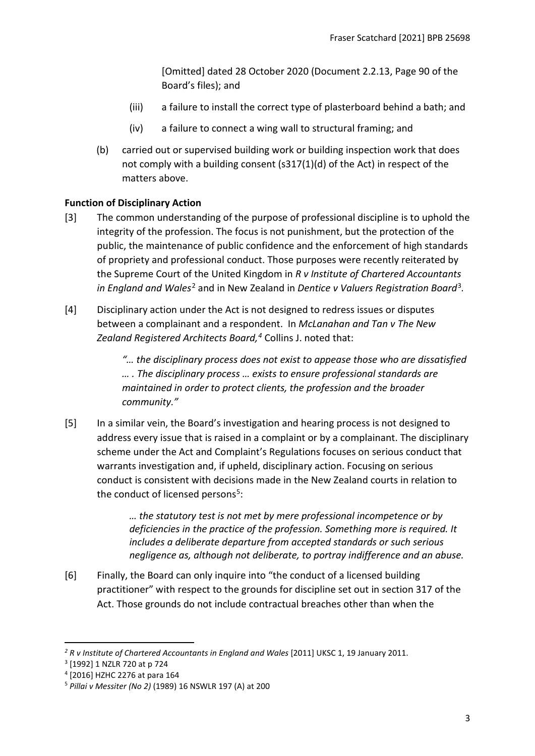[Omitted] dated 28 October 2020 (Document 2.2.13, Page 90 of the Board's files); and

(iii) a failure to install the correct type of plasterboard behind a bath; and

(iv) a failure to connect a wing wall to structural framing; and

(b) carried out or supervised building work or building inspection work that does not comply with a building consent (s317(1)(d) of the Act) in respect of the matters above.

**Function of Disciplinary Action**

[3] The common understanding of the purpose of professional discipline is to uphold the integrity of the profession. The focus is not punishment, but the protection of the public, the maintenance of public confidence and the enforcement of high standards of propriety and professional conduct. Those purposes were recently reiterated by the Supreme Court of the United Kingdom in *R v Institute of Chartered Accountants in England and Wales*[2] and in New Zealand in *Dentice v Valuers Registration Board*[3].

[4] Disciplinary action under the Act is not designed to redress issues or disputes between a complainant and a respondent. In *McLanahan and Tan v The New Zealand Registered Architects Board,*[4] Collins J. noted that:

> *"… the disciplinary process does not exist to appease those who are dissatisfied … . The disciplinary process … exists to ensure professional standards are maintained in order to protect clients, the profession and the broader community."*

[5] In a similar vein, the Board's investigation and hearing process is not designed to address every issue that is raised in a complaint or by a complainant. The disciplinary scheme under the Act and Complaint's Regulations focuses on serious conduct that warrants investigation and, if upheld, disciplinary action. Focusing on serious conduct is consistent with decisions made in the New Zealand courts in relation to the conduct of licensed persons[5]:

> *… the statutory test is not met by mere professional incompetence or by deficiencies in the practice of the profession. Something more is required. It includes a deliberate departure from accepted standards or such serious negligence as, although not deliberate, to portray indifference and an abuse.*

[6] Finally, the Board can only inquire into "the conduct of a licensed building practitioner" with respect to the grounds for discipline set out in section 317 of the Act. Those grounds do not include contractual breaches other than when the

---

[2] *R v Institute of Chartered Accountants in England and Wales* [2011] UKSC 1, 19 January 2011.

[3] [1992] 1 NZLR 720 at p 724

[4] [2016] HZHC 2276 at para 164

[5] *Pillai v Messiter (No 2)* (1989) 16 NSWLR 197 (A) at 200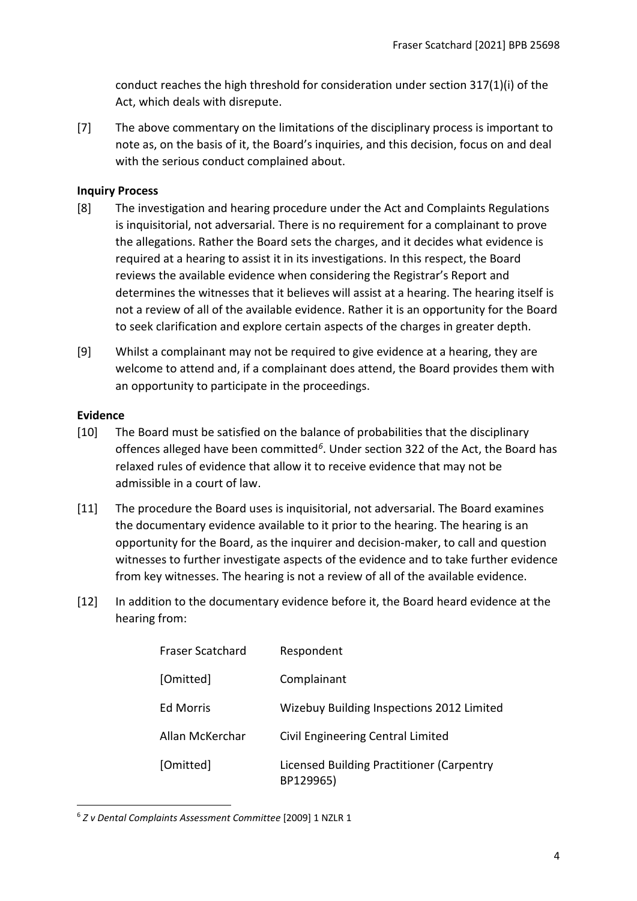conduct reaches the high threshold for consideration under section 317(1)(i) of the Act, which deals with disrepute.

[7] The above commentary on the limitations of the disciplinary process is important to note as, on the basis of it, the Board's inquiries, and this decision, focus on and deal with the serious conduct complained about.

**Inquiry Process**

[8] The investigation and hearing procedure under the Act and Complaints Regulations is inquisitorial, not adversarial. There is no requirement for a complainant to prove the allegations. Rather the Board sets the charges, and it decides what evidence is required at a hearing to assist it in its investigations. In this respect, the Board reviews the available evidence when considering the Registrar's Report and determines the witnesses that it believes will assist at a hearing. The hearing itself is not a review of all of the available evidence. Rather it is an opportunity for the Board to seek clarification and explore certain aspects of the charges in greater depth.

[9] Whilst a complainant may not be required to give evidence at a hearing, they are welcome to attend and, if a complainant does attend, the Board provides them with an opportunity to participate in the proceedings.

**Evidence**

[10] The Board must be satisfied on the balance of probabilities that the disciplinary offences alleged have been committed[6]. Under section 322 of the Act, the Board has relaxed rules of evidence that allow it to receive evidence that may not be admissible in a court of law.

[11] The procedure the Board uses is inquisitorial, not adversarial. The Board examines the documentary evidence available to it prior to the hearing. The hearing is an opportunity for the Board, as the inquirer and decision-maker, to call and question witnesses to further investigate aspects of the evidence and to take further evidence from key witnesses. The hearing is not a review of all of the available evidence.

[12] In addition to the documentary evidence before it, the Board heard evidence at the hearing from:

| | |
|---|---|
| Fraser Scatchard | Respondent |
| [Omitted] | Complainant |
| Ed Morris | Wizebuy Building Inspections 2012 Limited |
| Allan McKerchar | Civil Engineering Central Limited |
| [Omitted] | Licensed Building Practitioner (Carpentry BP129965) |

[6] *Z v Dental Complaints Assessment Committee* [2009] 1 NZLR 1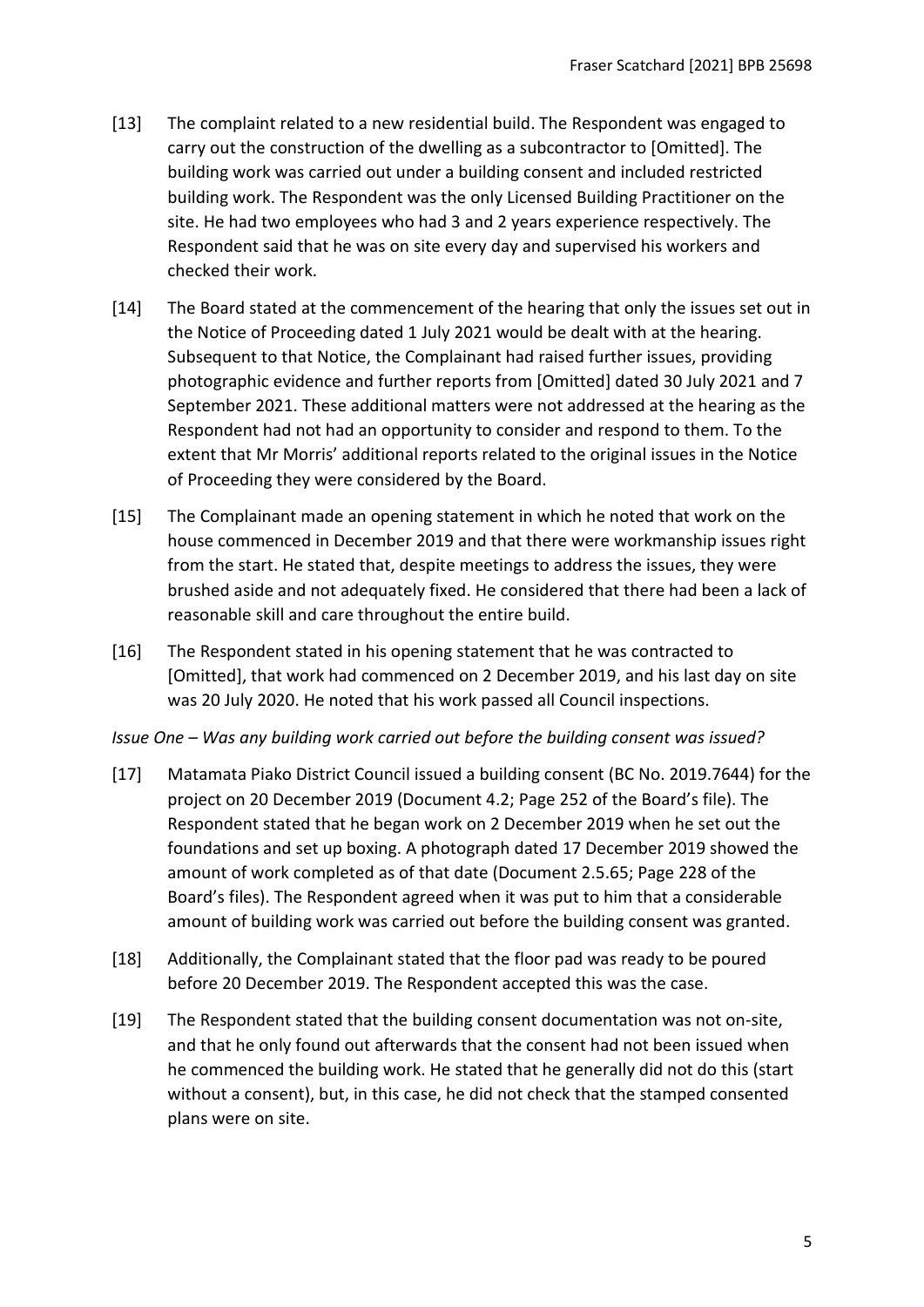[13] The complaint related to a new residential build. The Respondent was engaged to carry out the construction of the dwelling as a subcontractor to [Omitted]. The building work was carried out under a building consent and included restricted building work. The Respondent was the only Licensed Building Practitioner on the site. He had two employees who had 3 and 2 years experience respectively. The Respondent said that he was on site every day and supervised his workers and checked their work.

[14] The Board stated at the commencement of the hearing that only the issues set out in the Notice of Proceeding dated 1 July 2021 would be dealt with at the hearing. Subsequent to that Notice, the Complainant had raised further issues, providing photographic evidence and further reports from [Omitted] dated 30 July 2021 and 7 September 2021. These additional matters were not addressed at the hearing as the Respondent had not had an opportunity to consider and respond to them. To the extent that Mr Morris' additional reports related to the original issues in the Notice of Proceeding they were considered by the Board.

[15] The Complainant made an opening statement in which he noted that work on the house commenced in December 2019 and that there were workmanship issues right from the start. He stated that, despite meetings to address the issues, they were brushed aside and not adequately fixed. He considered that there had been a lack of reasonable skill and care throughout the entire build.

[16] The Respondent stated in his opening statement that he was contracted to [Omitted], that work had commenced on 2 December 2019, and his last day on site was 20 July 2020. He noted that his work passed all Council inspections.

*Issue One – Was any building work carried out before the building consent was issued?*

[17] Matamata Piako District Council issued a building consent (BC No. 2019.7644) for the project on 20 December 2019 (Document 4.2; Page 252 of the Board's file). The Respondent stated that he began work on 2 December 2019 when he set out the foundations and set up boxing. A photograph dated 17 December 2019 showed the amount of work completed as of that date (Document 2.5.65; Page 228 of the Board's files). The Respondent agreed when it was put to him that a considerable amount of building work was carried out before the building consent was granted.

[18] Additionally, the Complainant stated that the floor pad was ready to be poured before 20 December 2019. The Respondent accepted this was the case.

[19] The Respondent stated that the building consent documentation was not on-site, and that he only found out afterwards that the consent had not been issued when he commenced the building work. He stated that he generally did not do this (start without a consent), but, in this case, he did not check that the stamped consented plans were on site.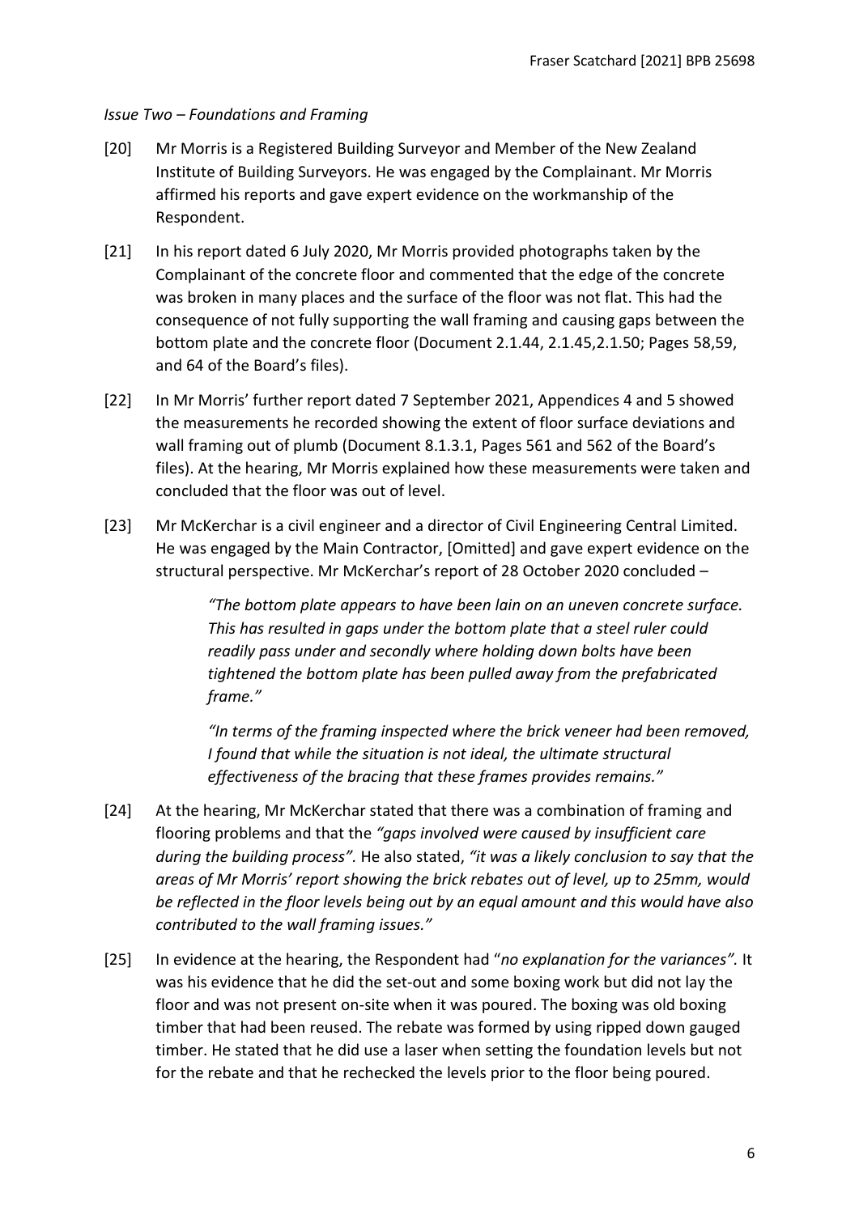*Issue Two – Foundations and Framing*

[20] Mr Morris is a Registered Building Surveyor and Member of the New Zealand Institute of Building Surveyors. He was engaged by the Complainant. Mr Morris affirmed his reports and gave expert evidence on the workmanship of the Respondent.

[21] In his report dated 6 July 2020, Mr Morris provided photographs taken by the Complainant of the concrete floor and commented that the edge of the concrete was broken in many places and the surface of the floor was not flat. This had the consequence of not fully supporting the wall framing and causing gaps between the bottom plate and the concrete floor (Document 2.1.44, 2.1.45,2.1.50; Pages 58,59, and 64 of the Board's files).

[22] In Mr Morris' further report dated 7 September 2021, Appendices 4 and 5 showed the measurements he recorded showing the extent of floor surface deviations and wall framing out of plumb (Document 8.1.3.1, Pages 561 and 562 of the Board's files). At the hearing, Mr Morris explained how these measurements were taken and concluded that the floor was out of level.

[23] Mr McKerchar is a civil engineer and a director of Civil Engineering Central Limited. He was engaged by the Main Contractor, [Omitted] and gave expert evidence on the structural perspective. Mr McKerchar's report of 28 October 2020 concluded –

> *"The bottom plate appears to have been lain on an uneven concrete surface. This has resulted in gaps under the bottom plate that a steel ruler could readily pass under and secondly where holding down bolts have been tightened the bottom plate has been pulled away from the prefabricated frame."*
>
> *"In terms of the framing inspected where the brick veneer had been removed, I found that while the situation is not ideal, the ultimate structural effectiveness of the bracing that these frames provides remains."*

[24] At the hearing, Mr McKerchar stated that there was a combination of framing and flooring problems and that the *"gaps involved were caused by insufficient care during the building process".* He also stated, *"it was a likely conclusion to say that the areas of Mr Morris' report showing the brick rebates out of level, up to 25mm, would be reflected in the floor levels being out by an equal amount and this would have also contributed to the wall framing issues."*

[25] In evidence at the hearing, the Respondent had "*no explanation for the variances".* It was his evidence that he did the set-out and some boxing work but did not lay the floor and was not present on-site when it was poured. The boxing was old boxing timber that had been reused. The rebate was formed by using ripped down gauged timber. He stated that he did use a laser when setting the foundation levels but not for the rebate and that he rechecked the levels prior to the floor being poured.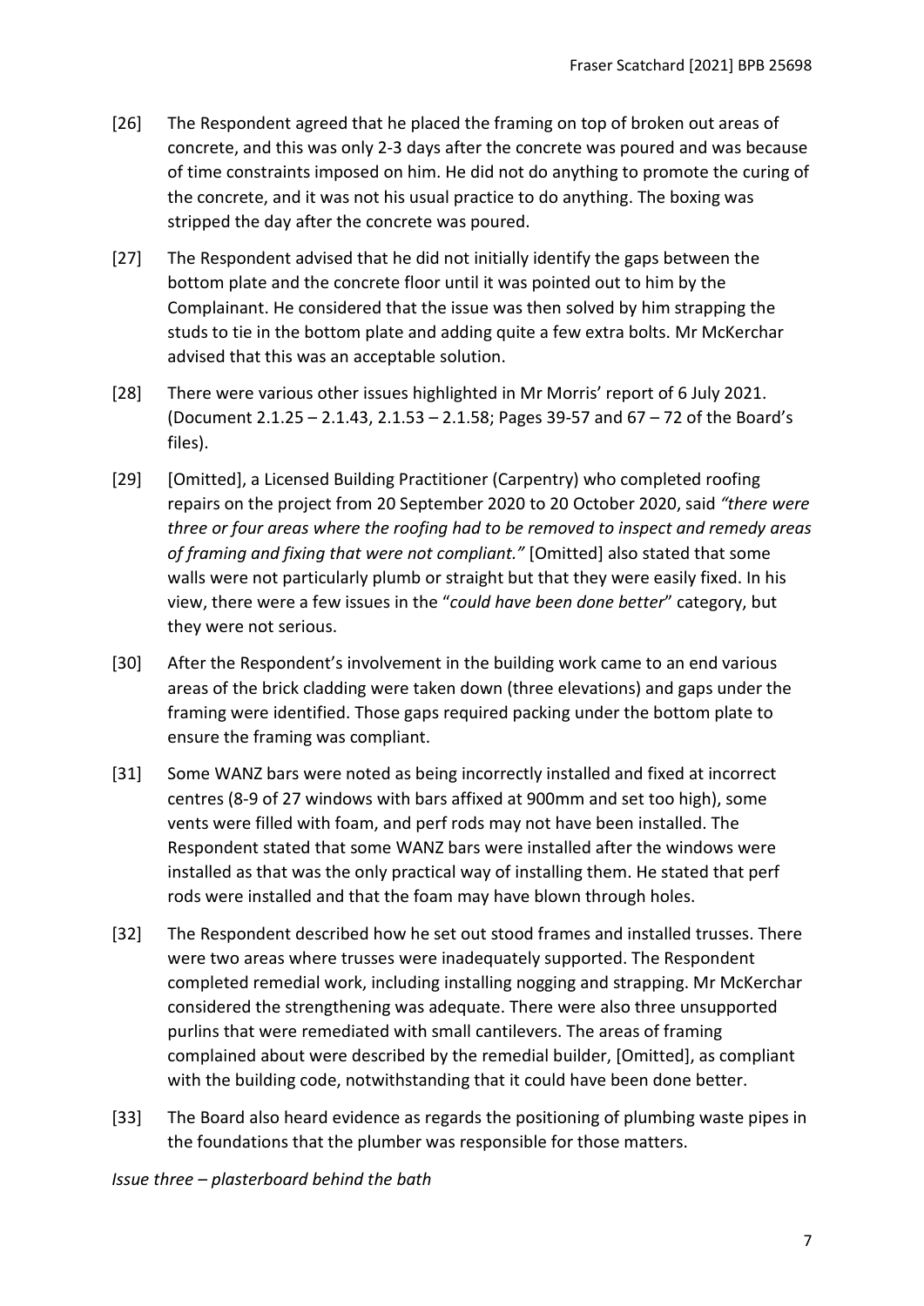[26] The Respondent agreed that he placed the framing on top of broken out areas of concrete, and this was only 2-3 days after the concrete was poured and was because of time constraints imposed on him. He did not do anything to promote the curing of the concrete, and it was not his usual practice to do anything. The boxing was stripped the day after the concrete was poured.

[27] The Respondent advised that he did not initially identify the gaps between the bottom plate and the concrete floor until it was pointed out to him by the Complainant. He considered that the issue was then solved by him strapping the studs to tie in the bottom plate and adding quite a few extra bolts. Mr McKerchar advised that this was an acceptable solution.

[28] There were various other issues highlighted in Mr Morris' report of 6 July 2021. (Document 2.1.25 – 2.1.43, 2.1.53 – 2.1.58; Pages 39-57 and 67 – 72 of the Board's files).

[29] [Omitted], a Licensed Building Practitioner (Carpentry) who completed roofing repairs on the project from 20 September 2020 to 20 October 2020, said *"there were three or four areas where the roofing had to be removed to inspect and remedy areas of framing and fixing that were not compliant."* [Omitted] also stated that some walls were not particularly plumb or straight but that they were easily fixed. In his view, there were a few issues in the "*could have been done better*" category, but they were not serious.

[30] After the Respondent's involvement in the building work came to an end various areas of the brick cladding were taken down (three elevations) and gaps under the framing were identified. Those gaps required packing under the bottom plate to ensure the framing was compliant.

[31] Some WANZ bars were noted as being incorrectly installed and fixed at incorrect centres (8-9 of 27 windows with bars affixed at 900mm and set too high), some vents were filled with foam, and perf rods may not have been installed. The Respondent stated that some WANZ bars were installed after the windows were installed as that was the only practical way of installing them. He stated that perf rods were installed and that the foam may have blown through holes.

[32] The Respondent described how he set out stood frames and installed trusses. There were two areas where trusses were inadequately supported. The Respondent completed remedial work, including installing nogging and strapping. Mr McKerchar considered the strengthening was adequate. There were also three unsupported purlins that were remediated with small cantilevers. The areas of framing complained about were described by the remedial builder, [Omitted], as compliant with the building code, notwithstanding that it could have been done better.

[33] The Board also heard evidence as regards the positioning of plumbing waste pipes in the foundations that the plumber was responsible for those matters.

*Issue three – plasterboard behind the bath*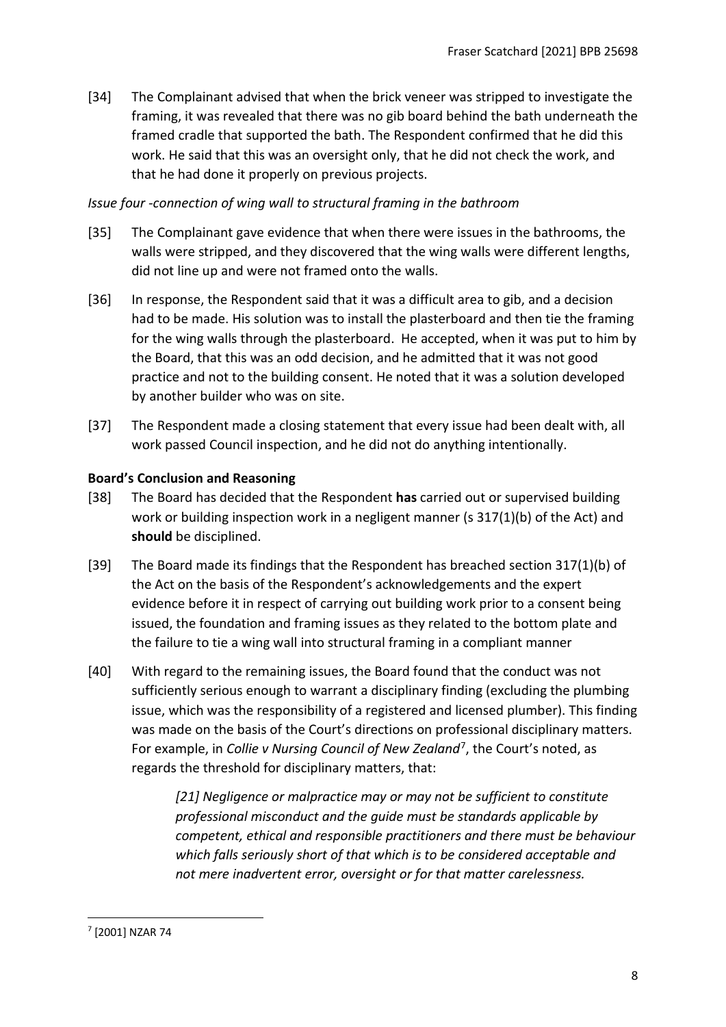[34] The Complainant advised that when the brick veneer was stripped to investigate the framing, it was revealed that there was no gib board behind the bath underneath the framed cradle that supported the bath. The Respondent confirmed that he did this work. He said that this was an oversight only, that he did not check the work, and that he had done it properly on previous projects.

*Issue four -connection of wing wall to structural framing in the bathroom*

[35] The Complainant gave evidence that when there were issues in the bathrooms, the walls were stripped, and they discovered that the wing walls were different lengths, did not line up and were not framed onto the walls.

[36] In response, the Respondent said that it was a difficult area to gib, and a decision had to be made. His solution was to install the plasterboard and then tie the framing for the wing walls through the plasterboard. He accepted, when it was put to him by the Board, that this was an odd decision, and he admitted that it was not good practice and not to the building consent. He noted that it was a solution developed by another builder who was on site.

[37] The Respondent made a closing statement that every issue had been dealt with, all work passed Council inspection, and he did not do anything intentionally.

## Board's Conclusion and Reasoning

[38] The Board has decided that the Respondent **has** carried out or supervised building work or building inspection work in a negligent manner (s 317(1)(b) of the Act) and **should** be disciplined.

[39] The Board made its findings that the Respondent has breached section 317(1)(b) of the Act on the basis of the Respondent's acknowledgements and the expert evidence before it in respect of carrying out building work prior to a consent being issued, the foundation and framing issues as they related to the bottom plate and the failure to tie a wing wall into structural framing in a compliant manner

[40] With regard to the remaining issues, the Board found that the conduct was not sufficiently serious enough to warrant a disciplinary finding (excluding the plumbing issue, which was the responsibility of a registered and licensed plumber). This finding was made on the basis of the Court's directions on professional disciplinary matters. For example, in *Collie v Nursing Council of New Zealand*[7], the Court's noted, as regards the threshold for disciplinary matters, that:

> *[21] Negligence or malpractice may or may not be sufficient to constitute professional misconduct and the guide must be standards applicable by competent, ethical and responsible practitioners and there must be behaviour which falls seriously short of that which is to be considered acceptable and not mere inadvertent error, oversight or for that matter carelessness.*

[7] [2001] NZAR 74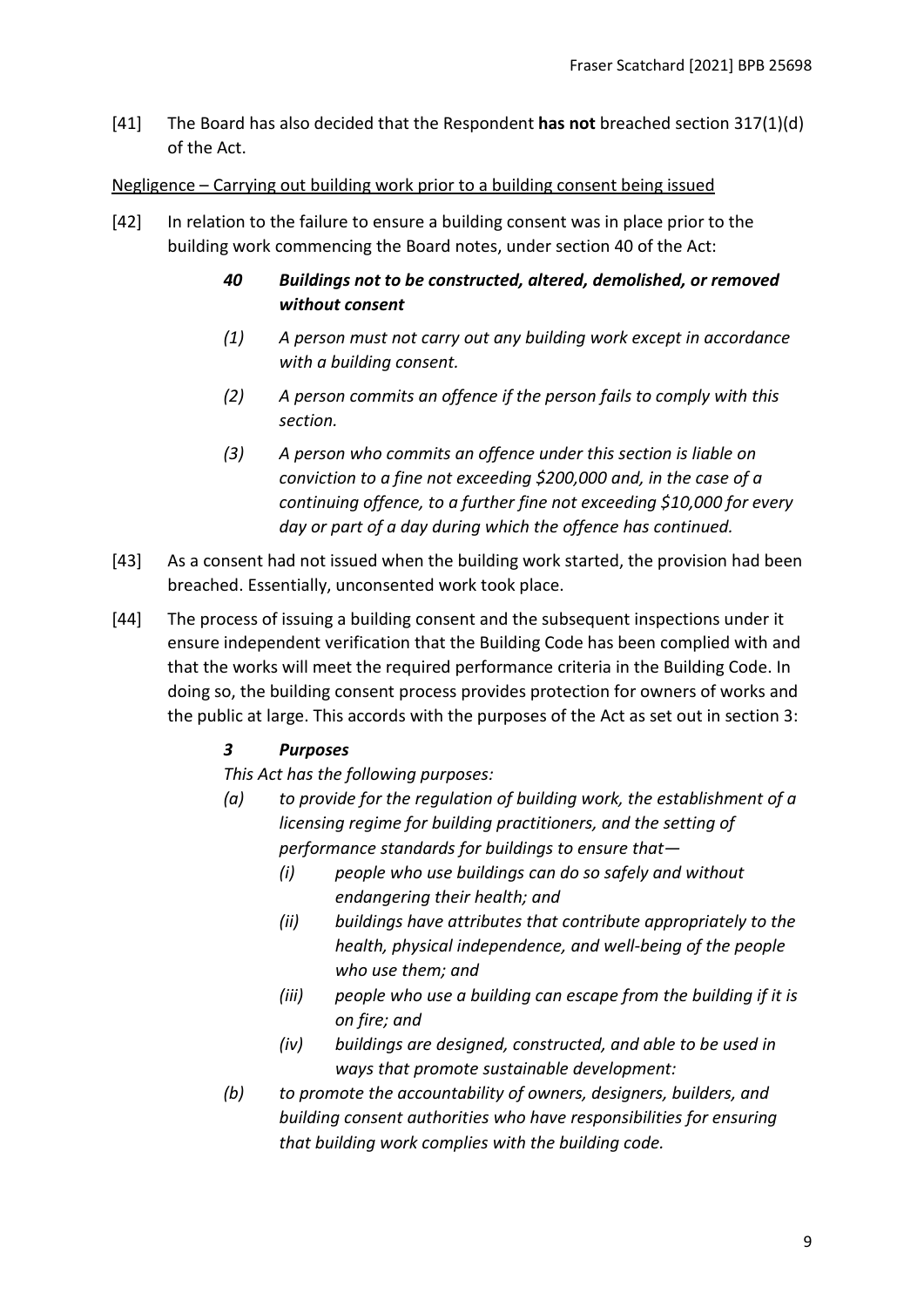[41] The Board has also decided that the Respondent **has not** breached section 317(1)(d) of the Act.

<u>Negligence – Carrying out building work prior to a building consent being issued</u>

[42] In relation to the failure to ensure a building consent was in place prior to the building work commencing the Board notes, under section 40 of the Act:

> ***40 Buildings not to be constructed, altered, demolished, or removed without consent***
>
> *(1) A person must not carry out any building work except in accordance with a building consent.*
>
> *(2) A person commits an offence if the person fails to comply with this section.*
>
> *(3) A person who commits an offence under this section is liable on conviction to a fine not exceeding $200,000 and, in the case of a continuing offence, to a further fine not exceeding $10,000 for every day or part of a day during which the offence has continued.*

[43] As a consent had not issued when the building work started, the provision had been breached. Essentially, unconsented work took place.

[44] The process of issuing a building consent and the subsequent inspections under it ensure independent verification that the Building Code has been complied with and that the works will meet the required performance criteria in the Building Code. In doing so, the building consent process provides protection for owners of works and the public at large. This accords with the purposes of the Act as set out in section 3:

> ***3 Purposes***
>
> *This Act has the following purposes:*
>
> *(a) to provide for the regulation of building work, the establishment of a licensing regime for building practitioners, and the setting of performance standards for buildings to ensure that—*
>
> > *(i) people who use buildings can do so safely and without endangering their health; and*
> >
> > *(ii) buildings have attributes that contribute appropriately to the health, physical independence, and well-being of the people who use them; and*
> >
> > *(iii) people who use a building can escape from the building if it is on fire; and*
> >
> > *(iv) buildings are designed, constructed, and able to be used in ways that promote sustainable development:*
>
> *(b) to promote the accountability of owners, designers, builders, and building consent authorities who have responsibilities for ensuring that building work complies with the building code.*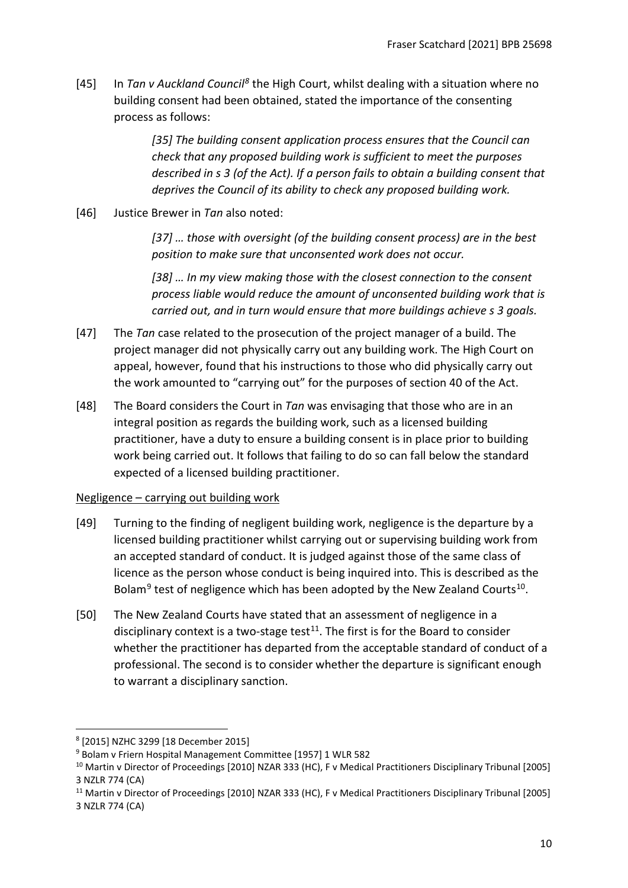[45] In *Tan v Auckland Council*[8] the High Court, whilst dealing with a situation where no building consent had been obtained, stated the importance of the consenting process as follows:

> *[35] The building consent application process ensures that the Council can check that any proposed building work is sufficient to meet the purposes described in s 3 (of the Act). If a person fails to obtain a building consent that deprives the Council of its ability to check any proposed building work.*

[46] Justice Brewer in *Tan* also noted:

> *[37] … those with oversight (of the building consent process) are in the best position to make sure that unconsented work does not occur.*
>
> *[38] … In my view making those with the closest connection to the consent process liable would reduce the amount of unconsented building work that is carried out, and in turn would ensure that more buildings achieve s 3 goals.*

[47] The *Tan* case related to the prosecution of the project manager of a build. The project manager did not physically carry out any building work. The High Court on appeal, however, found that his instructions to those who did physically carry out the work amounted to "carrying out" for the purposes of section 40 of the Act.

[48] The Board considers the Court in *Tan* was envisaging that those who are in an integral position as regards the building work, such as a licensed building practitioner, have a duty to ensure a building consent is in place prior to building work being carried out. It follows that failing to do so can fall below the standard expected of a licensed building practitioner.

<u>Negligence – carrying out building work</u>

[49] Turning to the finding of negligent building work, negligence is the departure by a licensed building practitioner whilst carrying out or supervising building work from an accepted standard of conduct. It is judged against those of the same class of licence as the person whose conduct is being inquired into. This is described as the Bolam[9] test of negligence which has been adopted by the New Zealand Courts[10].

[50] The New Zealand Courts have stated that an assessment of negligence in a disciplinary context is a two-stage test[11]. The first is for the Board to consider whether the practitioner has departed from the acceptable standard of conduct of a professional. The second is to consider whether the departure is significant enough to warrant a disciplinary sanction.

---

[8] [2015] NZHC 3299 [18 December 2015]

[9] Bolam v Friern Hospital Management Committee [1957] 1 WLR 582

[10] Martin v Director of Proceedings [2010] NZAR 333 (HC), F v Medical Practitioners Disciplinary Tribunal [2005] 3 NZLR 774 (CA)

[11] Martin v Director of Proceedings [2010] NZAR 333 (HC), F v Medical Practitioners Disciplinary Tribunal [2005] 3 NZLR 774 (CA)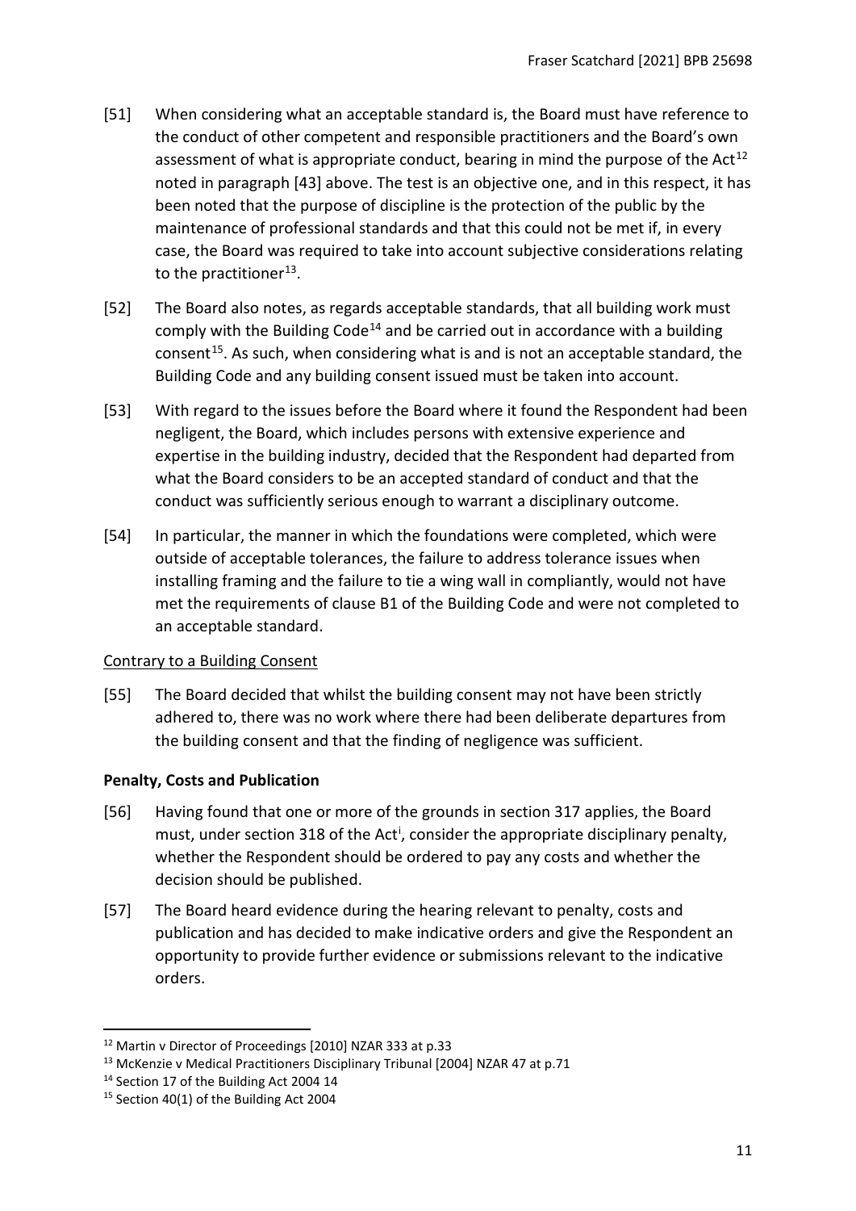[51] When considering what an acceptable standard is, the Board must have reference to the conduct of other competent and responsible practitioners and the Board's own assessment of what is appropriate conduct, bearing in mind the purpose of the Act[12] noted in paragraph [43] above. The test is an objective one, and in this respect, it has been noted that the purpose of discipline is the protection of the public by the maintenance of professional standards and that this could not be met if, in every case, the Board was required to take into account subjective considerations relating to the practitioner[13].

[52] The Board also notes, as regards acceptable standards, that all building work must comply with the Building Code[14] and be carried out in accordance with a building consent[15]. As such, when considering what is and is not an acceptable standard, the Building Code and any building consent issued must be taken into account.

[53] With regard to the issues before the Board where it found the Respondent had been negligent, the Board, which includes persons with extensive experience and expertise in the building industry, decided that the Respondent had departed from what the Board considers to be an accepted standard of conduct and that the conduct was sufficiently serious enough to warrant a disciplinary outcome.

[54] In particular, the manner in which the foundations were completed, which were outside of acceptable tolerances, the failure to address tolerance issues when installing framing and the failure to tie a wing wall in compliantly, would not have met the requirements of clause B1 of the Building Code and were not completed to an acceptable standard.

Contrary to a Building Consent

[55] The Board decided that whilst the building consent may not have been strictly adhered to, there was no work where there had been deliberate departures from the building consent and that the finding of negligence was sufficient.

**Penalty, Costs and Publication**

[56] Having found that one or more of the grounds in section 317 applies, the Board must, under section 318 of the Act[i], consider the appropriate disciplinary penalty, whether the Respondent should be ordered to pay any costs and whether the decision should be published.

[57] The Board heard evidence during the hearing relevant to penalty, costs and publication and has decided to make indicative orders and give the Respondent an opportunity to provide further evidence or submissions relevant to the indicative orders.

---

[12] Martin v Director of Proceedings [2010] NZAR 333 at p.33

[13] McKenzie v Medical Practitioners Disciplinary Tribunal [2004] NZAR 47 at p.71

[14] Section 17 of the Building Act 2004 14

[15] Section 40(1) of the Building Act 2004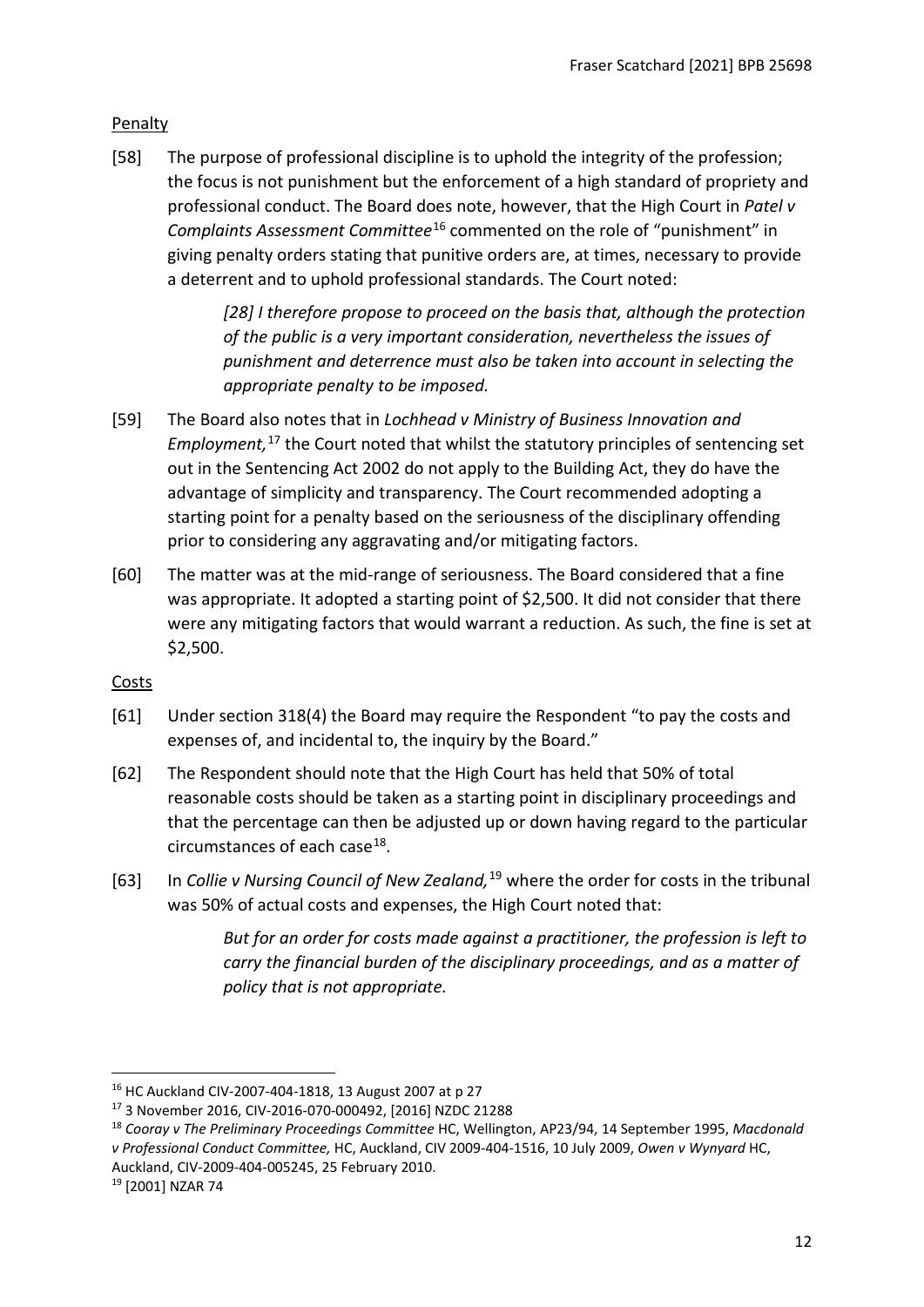Penalty

[58] The purpose of professional discipline is to uphold the integrity of the profession; the focus is not punishment but the enforcement of a high standard of propriety and professional conduct. The Board does note, however, that the High Court in *Patel v Complaints Assessment Committee*[16] commented on the role of "punishment" in giving penalty orders stating that punitive orders are, at times, necessary to provide a deterrent and to uphold professional standards. The Court noted:

> *[28] I therefore propose to proceed on the basis that, although the protection of the public is a very important consideration, nevertheless the issues of punishment and deterrence must also be taken into account in selecting the appropriate penalty to be imposed.*

[59] The Board also notes that in *Lochhead v Ministry of Business Innovation and Employment,*[17] the Court noted that whilst the statutory principles of sentencing set out in the Sentencing Act 2002 do not apply to the Building Act, they do have the advantage of simplicity and transparency. The Court recommended adopting a starting point for a penalty based on the seriousness of the disciplinary offending prior to considering any aggravating and/or mitigating factors.

[60] The matter was at the mid-range of seriousness. The Board considered that a fine was appropriate. It adopted a starting point of $2,500. It did not consider that there were any mitigating factors that would warrant a reduction. As such, the fine is set at $2,500.

Costs

[61] Under section 318(4) the Board may require the Respondent "to pay the costs and expenses of, and incidental to, the inquiry by the Board."

[62] The Respondent should note that the High Court has held that 50% of total reasonable costs should be taken as a starting point in disciplinary proceedings and that the percentage can then be adjusted up or down having regard to the particular circumstances of each case[18].

[63] In *Collie v Nursing Council of New Zealand,*[19] where the order for costs in the tribunal was 50% of actual costs and expenses, the High Court noted that:

> *But for an order for costs made against a practitioner, the profession is left to carry the financial burden of the disciplinary proceedings, and as a matter of policy that is not appropriate.*

---

[16] HC Auckland CIV-2007-404-1818, 13 August 2007 at p 27

[17] 3 November 2016, CIV-2016-070-000492, [2016] NZDC 21288

[18] *Cooray v The Preliminary Proceedings Committee* HC, Wellington, AP23/94, 14 September 1995, *Macdonald v Professional Conduct Committee,* HC, Auckland, CIV 2009-404-1516, 10 July 2009, *Owen v Wynyard* HC, Auckland, CIV-2009-404-005245, 25 February 2010.

[19] [2001] NZAR 74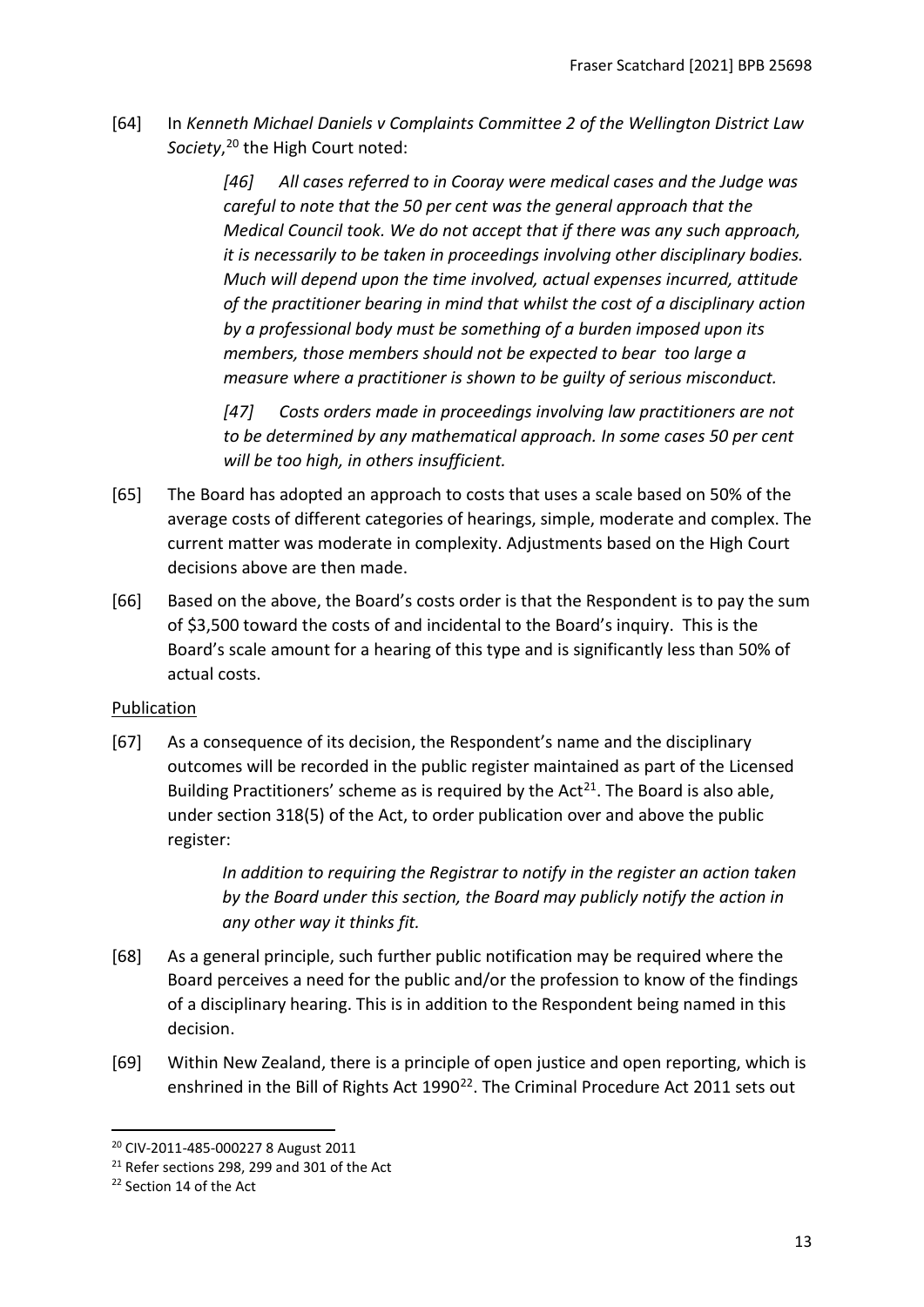[64] In *Kenneth Michael Daniels v Complaints Committee 2 of the Wellington District Law Society*,[20] the High Court noted:

> *[46] All cases referred to in Cooray were medical cases and the Judge was careful to note that the 50 per cent was the general approach that the Medical Council took. We do not accept that if there was any such approach, it is necessarily to be taken in proceedings involving other disciplinary bodies. Much will depend upon the time involved, actual expenses incurred, attitude of the practitioner bearing in mind that whilst the cost of a disciplinary action by a professional body must be something of a burden imposed upon its members, those members should not be expected to bear too large a measure where a practitioner is shown to be guilty of serious misconduct.*
>
> *[47] Costs orders made in proceedings involving law practitioners are not to be determined by any mathematical approach. In some cases 50 per cent will be too high, in others insufficient.*

[65] The Board has adopted an approach to costs that uses a scale based on 50% of the average costs of different categories of hearings, simple, moderate and complex. The current matter was moderate in complexity. Adjustments based on the High Court decisions above are then made.

[66] Based on the above, the Board's costs order is that the Respondent is to pay the sum of $3,500 toward the costs of and incidental to the Board's inquiry. This is the Board's scale amount for a hearing of this type and is significantly less than 50% of actual costs.

Publication

[67] As a consequence of its decision, the Respondent's name and the disciplinary outcomes will be recorded in the public register maintained as part of the Licensed Building Practitioners' scheme as is required by the Act[21]. The Board is also able, under section 318(5) of the Act, to order publication over and above the public register:

> *In addition to requiring the Registrar to notify in the register an action taken by the Board under this section, the Board may publicly notify the action in any other way it thinks fit.*

[68] As a general principle, such further public notification may be required where the Board perceives a need for the public and/or the profession to know of the findings of a disciplinary hearing. This is in addition to the Respondent being named in this decision.

[69] Within New Zealand, there is a principle of open justice and open reporting, which is enshrined in the Bill of Rights Act 1990[22]. The Criminal Procedure Act 2011 sets out

---

[20] CIV-2011-485-000227 8 August 2011

[21] Refer sections 298, 299 and 301 of the Act

[22] Section 14 of the Act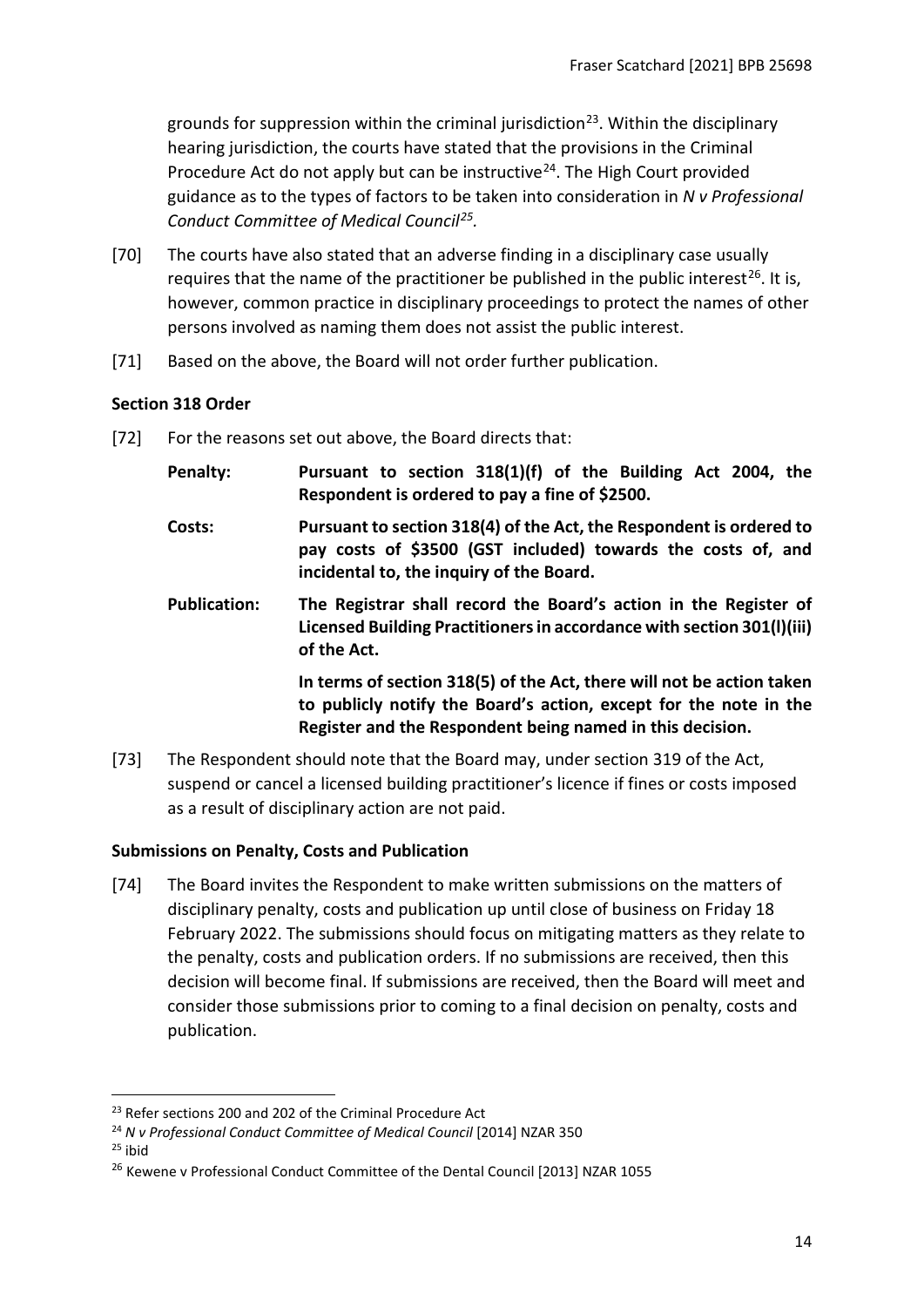grounds for suppression within the criminal jurisdiction[23]. Within the disciplinary hearing jurisdiction, the courts have stated that the provisions in the Criminal Procedure Act do not apply but can be instructive[24]. The High Court provided guidance as to the types of factors to be taken into consideration in *N v Professional Conduct Committee of Medical Council*[25].

[70] The courts have also stated that an adverse finding in a disciplinary case usually requires that the name of the practitioner be published in the public interest[26]. It is, however, common practice in disciplinary proceedings to protect the names of other persons involved as naming them does not assist the public interest.

[71] Based on the above, the Board will not order further publication.

### Section 318 Order

[72] For the reasons set out above, the Board directs that:

**Penalty:** **Pursuant to section 318(1)(f) of the Building Act 2004, the Respondent is ordered to pay a fine of $2500.**

**Costs:** **Pursuant to section 318(4) of the Act, the Respondent is ordered to pay costs of $3500 (GST included) towards the costs of, and incidental to, the inquiry of the Board.**

**Publication:** **The Registrar shall record the Board's action in the Register of Licensed Building Practitioners in accordance with section 301(l)(iii) of the Act.**

**In terms of section 318(5) of the Act, there will not be action taken to publicly notify the Board's action, except for the note in the Register and the Respondent being named in this decision.**

[73] The Respondent should note that the Board may, under section 319 of the Act, suspend or cancel a licensed building practitioner's licence if fines or costs imposed as a result of disciplinary action are not paid.

### Submissions on Penalty, Costs and Publication

[74] The Board invites the Respondent to make written submissions on the matters of disciplinary penalty, costs and publication up until close of business on Friday 18 February 2022. The submissions should focus on mitigating matters as they relate to the penalty, costs and publication orders. If no submissions are received, then this decision will become final. If submissions are received, then the Board will meet and consider those submissions prior to coming to a final decision on penalty, costs and publication.

---

[23] Refer sections 200 and 202 of the Criminal Procedure Act

[24] *N v Professional Conduct Committee of Medical Council* [2014] NZAR 350

[25] ibid

[26] Kewene v Professional Conduct Committee of the Dental Council [2013] NZAR 1055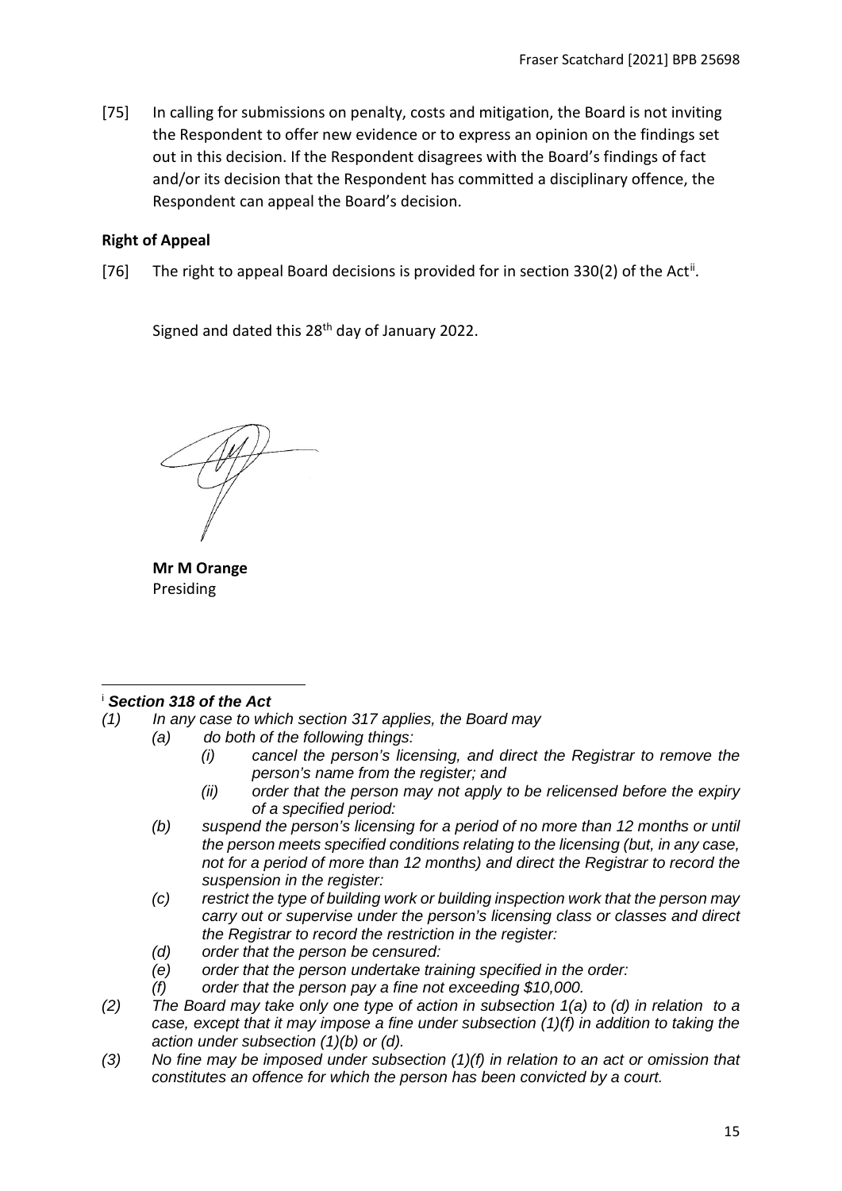[75] In calling for submissions on penalty, costs and mitigation, the Board is not inviting the Respondent to offer new evidence or to express an opinion on the findings set out in this decision. If the Respondent disagrees with the Board's findings of fact and/or its decision that the Respondent has committed a disciplinary offence, the Respondent can appeal the Board's decision.

**Right of Appeal**

[76] The right to appeal Board decisions is provided for in section 330(2) of the Act[ii].

Signed and dated this 28th day of January 2022.

**Mr M Orange**
Presiding

---

[i] ***Section 318 of the Act***

*(1) In any case to which section 317 applies, the Board may*

*(a) do both of the following things:*

*(i) cancel the person's licensing, and direct the Registrar to remove the person's name from the register; and*

*(ii) order that the person may not apply to be relicensed before the expiry of a specified period:*

*(b) suspend the person's licensing for a period of no more than 12 months or until the person meets specified conditions relating to the licensing (but, in any case, not for a period of more than 12 months) and direct the Registrar to record the suspension in the register:*

*(c) restrict the type of building work or building inspection work that the person may carry out or supervise under the person's licensing class or classes and direct the Registrar to record the restriction in the register:*

*(d) order that the person be censured:*

*(e) order that the person undertake training specified in the order:*

*(f) order that the person pay a fine not exceeding $10,000.*

*(2) The Board may take only one type of action in subsection 1(a) to (d) in relation to a case, except that it may impose a fine under subsection (1)(f) in addition to taking the action under subsection (1)(b) or (d).*

*(3) No fine may be imposed under subsection (1)(f) in relation to an act or omission that constitutes an offence for which the person has been convicted by a court.*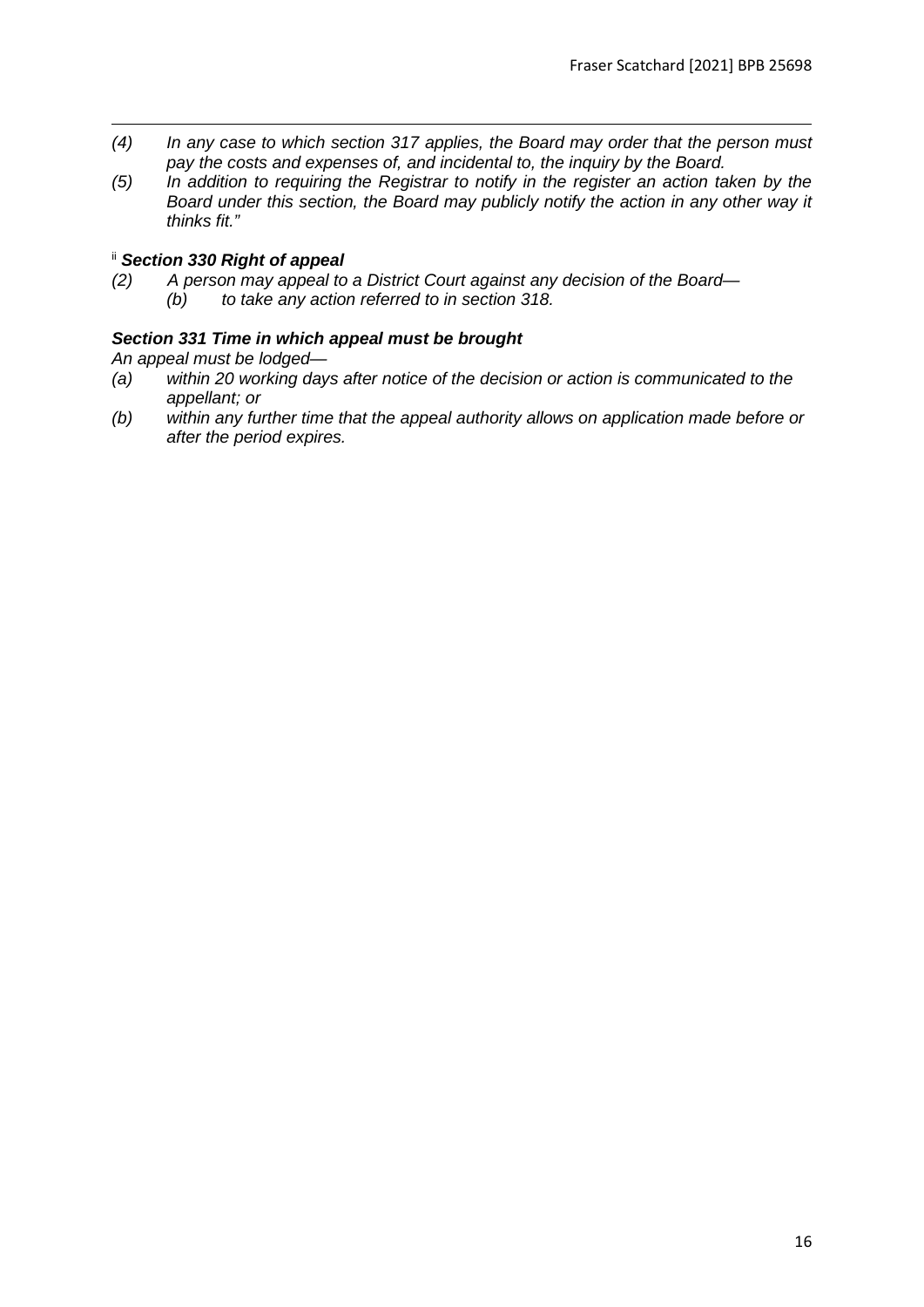*(4) In any case to which section 317 applies, the Board may order that the person must pay the costs and expenses of, and incidental to, the inquiry by the Board.*

*(5) In addition to requiring the Registrar to notify in the register an action taken by the Board under this section, the Board may publicly notify the action in any other way it thinks fit."*

[ii] ***Section 330 Right of appeal***

*(2) A person may appeal to a District Court against any decision of the Board—*

*(b) to take any action referred to in section 318.*

***Section 331 Time in which appeal must be brought***

*An appeal must be lodged—*

*(a) within 20 working days after notice of the decision or action is communicated to the appellant; or*

*(b) within any further time that the appeal authority allows on application made before or after the period expires.*